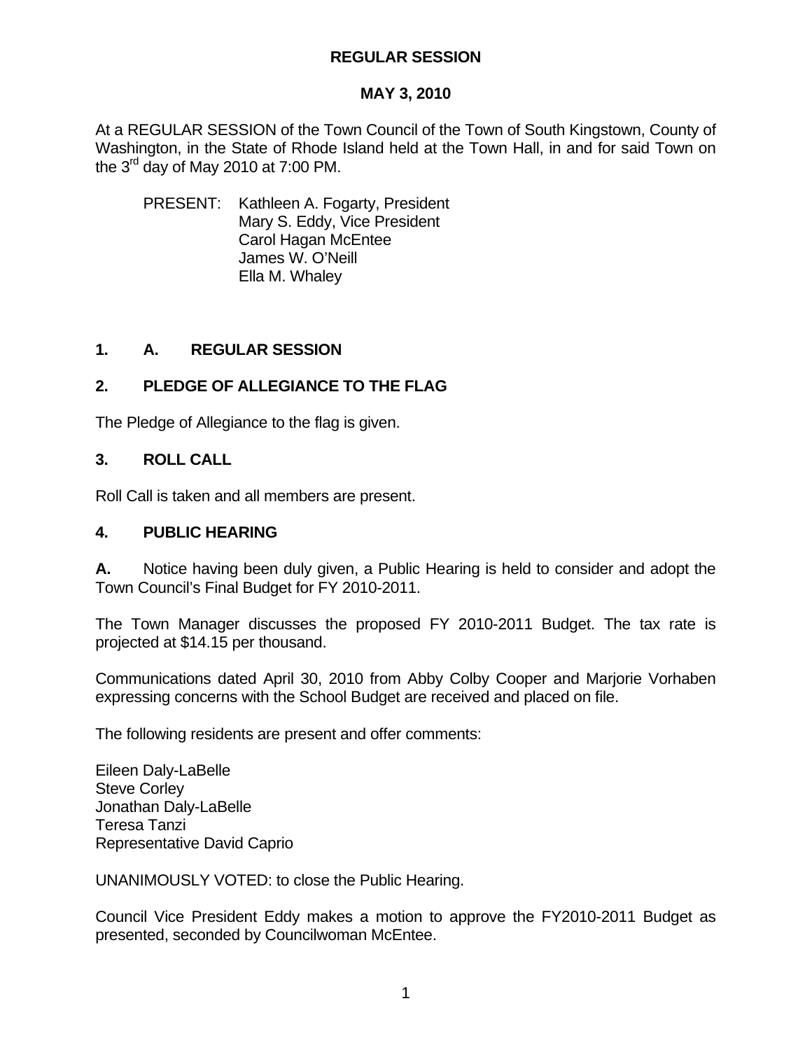**REGULAR SESSION**

**MAY 3, 2010**

At a REGULAR SESSION of the Town Council of the Town of South Kingstown, County of Washington, in the State of Rhode Island held at the Town Hall, in and for said Town on the 3rd day of May 2010 at 7:00 PM.

PRESENT: Kathleen A. Fogarty, President
Mary S. Eddy, Vice President
Carol Hagan McEntee
James W. O'Neill
Ella M. Whaley

## 1. A. REGULAR SESSION

## 2. PLEDGE OF ALLEGIANCE TO THE FLAG

The Pledge of Allegiance to the flag is given.

## 3. ROLL CALL

Roll Call is taken and all members are present.

## 4. PUBLIC HEARING

**A.** Notice having been duly given, a Public Hearing is held to consider and adopt the Town Council's Final Budget for FY 2010-2011.

The Town Manager discusses the proposed FY 2010-2011 Budget. The tax rate is projected at $14.15 per thousand.

Communications dated April 30, 2010 from Abby Colby Cooper and Marjorie Vorhaben expressing concerns with the School Budget are received and placed on file.

The following residents are present and offer comments:

Eileen Daly-LaBelle
Steve Corley
Jonathan Daly-LaBelle
Teresa Tanzi
Representative David Caprio

UNANIMOUSLY VOTED: to close the Public Hearing.

Council Vice President Eddy makes a motion to approve the FY2010-2011 Budget as presented, seconded by Councilwoman McEntee.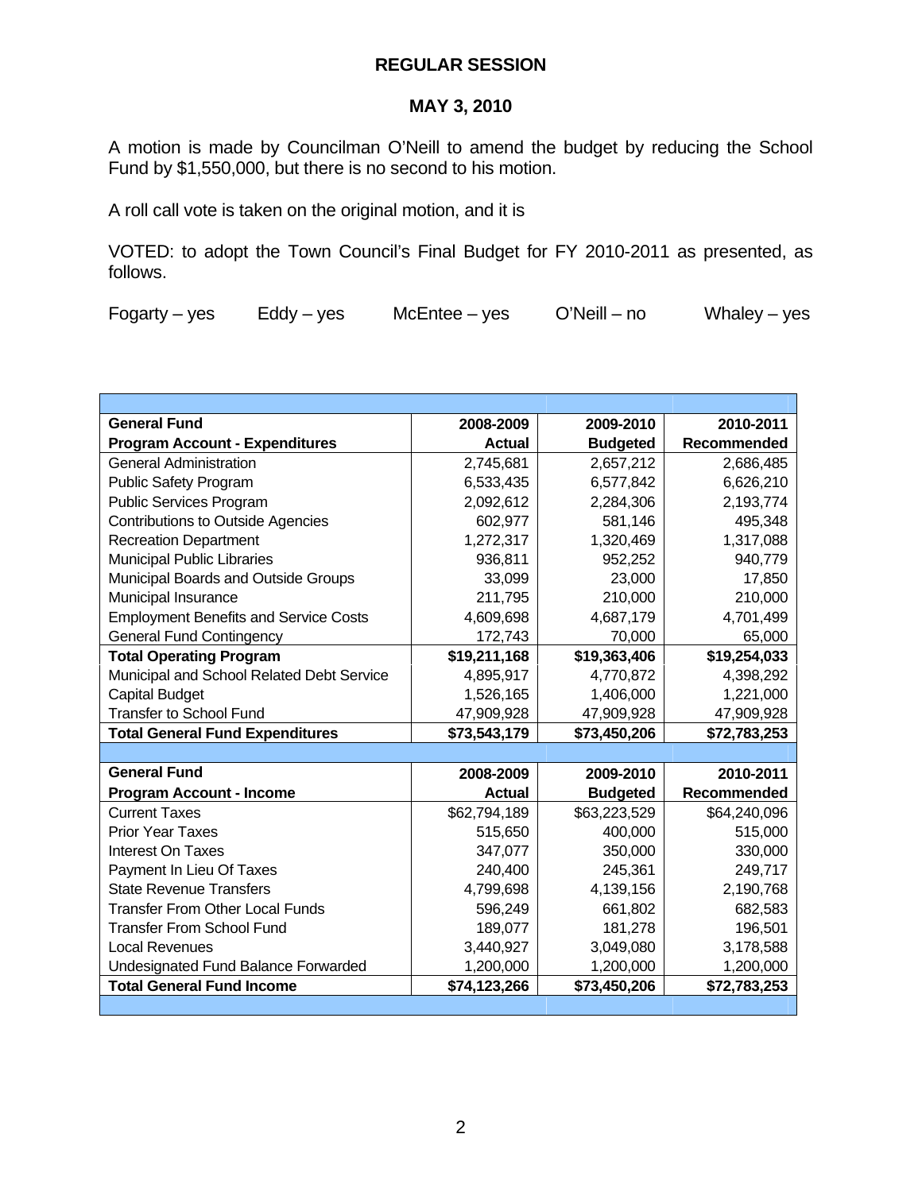**REGULAR SESSION**

**MAY 3, 2010**

A motion is made by Councilman O'Neill to amend the budget by reducing the School Fund by $1,550,000, but there is no second to his motion.

A roll call vote is taken on the original motion, and it is

VOTED: to adopt the Town Council's Final Budget for FY 2010-2011 as presented, as follows.

Fogarty – yes  Eddy – yes  McEntee – yes  O'Neill – no  Whaley – yes

| **General Fund**<br>**Program Account - Expenditures** | **2008-2009**<br>**Actual** | **2009-2010**<br>**Budgeted** | **2010-2011**<br>**Recommended** |
|---|---|---|---|
| General Administration | 2,745,681 | 2,657,212 | 2,686,485 |
| Public Safety Program | 6,533,435 | 6,577,842 | 6,626,210 |
| Public Services Program | 2,092,612 | 2,284,306 | 2,193,774 |
| Contributions to Outside Agencies | 602,977 | 581,146 | 495,348 |
| Recreation Department | 1,272,317 | 1,320,469 | 1,317,088 |
| Municipal Public Libraries | 936,811 | 952,252 | 940,779 |
| Municipal Boards and Outside Groups | 33,099 | 23,000 | 17,850 |
| Municipal Insurance | 211,795 | 210,000 | 210,000 |
| Employment Benefits and Service Costs | 4,609,698 | 4,687,179 | 4,701,499 |
| General Fund Contingency | 172,743 | 70,000 | 65,000 |
| **Total Operating Program** | **$19,211,168** | **$19,363,406** | **$19,254,033** |
| Municipal and School Related Debt Service | 4,895,917 | 4,770,872 | 4,398,292 |
| Capital Budget | 1,526,165 | 1,406,000 | 1,221,000 |
| Transfer to School Fund | 47,909,928 | 47,909,928 | 47,909,928 |
| **Total General Fund Expenditures** | **$73,543,179** | **$73,450,206** | **$72,783,253** |

| **General Fund**<br>**Program Account - Income** | **2008-2009**<br>**Actual** | **2009-2010**<br>**Budgeted** | **2010-2011**<br>**Recommended** |
|---|---|---|---|
| Current Taxes | $62,794,189 | $63,223,529 | $64,240,096 |
| Prior Year Taxes | 515,650 | 400,000 | 515,000 |
| Interest On Taxes | 347,077 | 350,000 | 330,000 |
| Payment In Lieu Of Taxes | 240,400 | 245,361 | 249,717 |
| State Revenue Transfers | 4,799,698 | 4,139,156 | 2,190,768 |
| Transfer From Other Local Funds | 596,249 | 661,802 | 682,583 |
| Transfer From School Fund | 189,077 | 181,278 | 196,501 |
| Local Revenues | 3,440,927 | 3,049,080 | 3,178,588 |
| Undesignated Fund Balance Forwarded | 1,200,000 | 1,200,000 | 1,200,000 |
| **Total General Fund Income** | **$74,123,266** | **$73,450,206** | **$72,783,253** |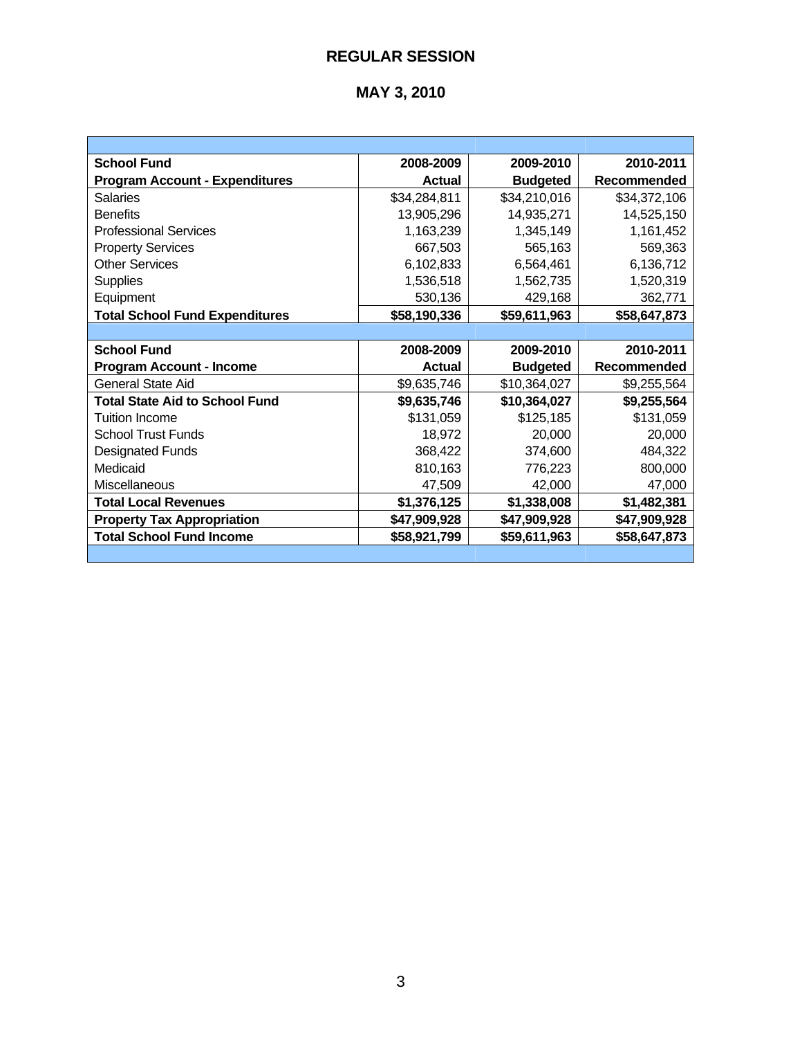# REGULAR SESSION

## MAY 3, 2010

| School Fund | 2008-2009 | 2009-2010 | 2010-2011 |
|---|---|---|---|
| **Program Account - Expenditures** | **Actual** | **Budgeted** | **Recommended** |
| Salaries | $34,284,811 | $34,210,016 | $34,372,106 |
| Benefits | 13,905,296 | 14,935,271 | 14,525,150 |
| Professional Services | 1,163,239 | 1,345,149 | 1,161,452 |
| Property Services | 667,503 | 565,163 | 569,363 |
| Other Services | 6,102,833 | 6,564,461 | 6,136,712 |
| Supplies | 1,536,518 | 1,562,735 | 1,520,319 |
| Equipment | 530,136 | 429,168 | 362,771 |
| **Total School Fund Expenditures** | **$58,190,336** | **$59,611,963** | **$58,647,873** |

| School Fund | 2008-2009 | 2009-2010 | 2010-2011 |
|---|---|---|---|
| **Program Account - Income** | **Actual** | **Budgeted** | **Recommended** |
| General State Aid | $9,635,746 | $10,364,027 | $9,255,564 |
| **Total State Aid to School Fund** | **$9,635,746** | **$10,364,027** | **$9,255,564** |
| Tuition Income | $131,059 | $125,185 | $131,059 |
| School Trust Funds | 18,972 | 20,000 | 20,000 |
| Designated Funds | 368,422 | 374,600 | 484,322 |
| Medicaid | 810,163 | 776,223 | 800,000 |
| Miscellaneous | 47,509 | 42,000 | 47,000 |
| **Total Local Revenues** | **$1,376,125** | **$1,338,008** | **$1,482,381** |
| **Property Tax Appropriation** | **$47,909,928** | **$47,909,928** | **$47,909,928** |
| **Total School Fund Income** | **$58,921,799** | **$59,611,963** | **$58,647,873** |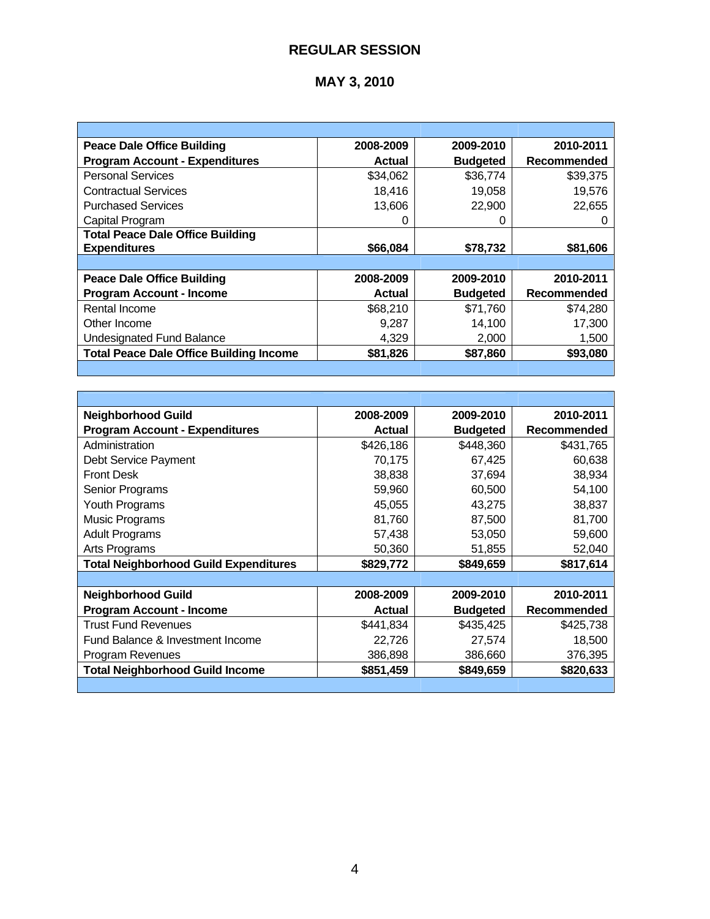# REGULAR SESSION

## MAY 3, 2010

| Peace Dale Office Building Program Account - Expenditures | 2008-2009 Actual | 2009-2010 Budgeted | 2010-2011 Recommended |
|---|---|---|---|
| Personal Services | $34,062 | $36,774 | $39,375 |
| Contractual Services | 18,416 | 19,058 | 19,576 |
| Purchased Services | 13,606 | 22,900 | 22,655 |
| Capital Program | 0 | 0 | 0 |
| **Total Peace Dale Office Building Expenditures** | **$66,084** | **$78,732** | **$81,606** |

| Peace Dale Office Building Program Account - Income | 2008-2009 Actual | 2009-2010 Budgeted | 2010-2011 Recommended |
|---|---|---|---|
| Rental Income | $68,210 | $71,760 | $74,280 |
| Other Income | 9,287 | 14,100 | 17,300 |
| Undesignated Fund Balance | 4,329 | 2,000 | 1,500 |
| **Total Peace Dale Office Building Income** | **$81,826** | **$87,860** | **$93,080** |

| Neighborhood Guild Program Account - Expenditures | 2008-2009 Actual | 2009-2010 Budgeted | 2010-2011 Recommended |
|---|---|---|---|
| Administration | $426,186 | $448,360 | $431,765 |
| Debt Service Payment | 70,175 | 67,425 | 60,638 |
| Front Desk | 38,838 | 37,694 | 38,934 |
| Senior Programs | 59,960 | 60,500 | 54,100 |
| Youth Programs | 45,055 | 43,275 | 38,837 |
| Music Programs | 81,760 | 87,500 | 81,700 |
| Adult Programs | 57,438 | 53,050 | 59,600 |
| Arts Programs | 50,360 | 51,855 | 52,040 |
| **Total Neighborhood Guild Expenditures** | **$829,772** | **$849,659** | **$817,614** |

| Neighborhood Guild Program Account - Income | 2008-2009 Actual | 2009-2010 Budgeted | 2010-2011 Recommended |
|---|---|---|---|
| Trust Fund Revenues | $441,834 | $435,425 | $425,738 |
| Fund Balance & Investment Income | 22,726 | 27,574 | 18,500 |
| Program Revenues | 386,898 | 386,660 | 376,395 |
| **Total Neighborhood Guild Income** | **$851,459** | **$849,659** | **$820,633** |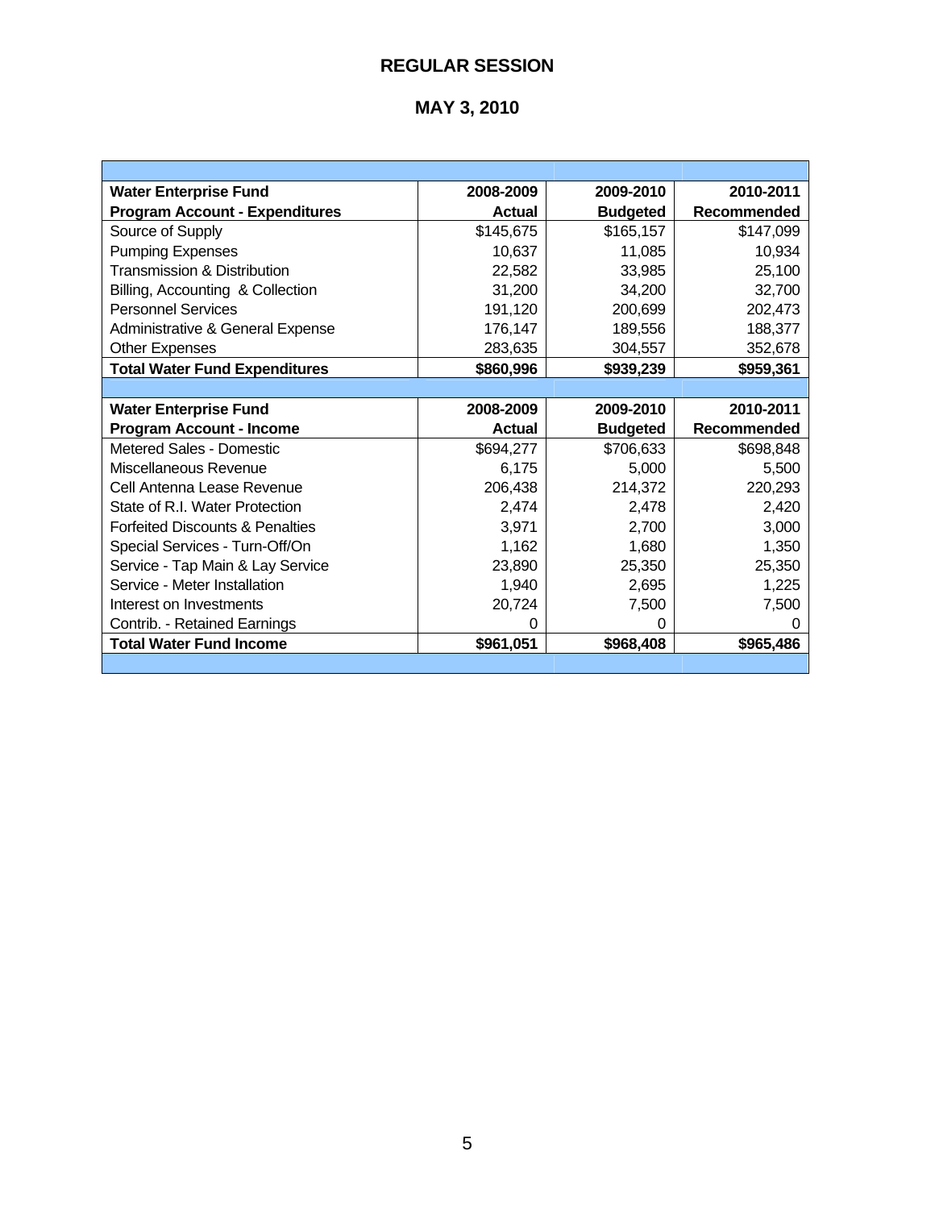# REGULAR SESSION

## MAY 3, 2010

| Water Enterprise Fund<br>Program Account - Expenditures | 2008-2009<br>Actual | 2009-2010<br>Budgeted | 2010-2011<br>Recommended |
|---|---|---|---|
| Source of Supply | $145,675 | $165,157 | $147,099 |
| Pumping Expenses | 10,637 | 11,085 | 10,934 |
| Transmission & Distribution | 22,582 | 33,985 | 25,100 |
| Billing, Accounting & Collection | 31,200 | 34,200 | 32,700 |
| Personnel Services | 191,120 | 200,699 | 202,473 |
| Administrative & General Expense | 176,147 | 189,556 | 188,377 |
| Other Expenses | 283,635 | 304,557 | 352,678 |
| **Total Water Fund Expenditures** | **$860,996** | **$939,239** | **$959,361** |

| Water Enterprise Fund<br>Program Account - Income | 2008-2009<br>Actual | 2009-2010<br>Budgeted | 2010-2011<br>Recommended |
|---|---|---|---|
| Metered Sales - Domestic | $694,277 | $706,633 | $698,848 |
| Miscellaneous Revenue | 6,175 | 5,000 | 5,500 |
| Cell Antenna Lease Revenue | 206,438 | 214,372 | 220,293 |
| State of R.I. Water Protection | 2,474 | 2,478 | 2,420 |
| Forfeited Discounts & Penalties | 3,971 | 2,700 | 3,000 |
| Special Services - Turn-Off/On | 1,162 | 1,680 | 1,350 |
| Service - Tap Main & Lay Service | 23,890 | 25,350 | 25,350 |
| Service - Meter Installation | 1,940 | 2,695 | 1,225 |
| Interest on Investments | 20,724 | 7,500 | 7,500 |
| Contrib. - Retained Earnings | 0 | 0 | 0 |
| **Total Water Fund Income** | **$961,051** | **$968,408** | **$965,486** |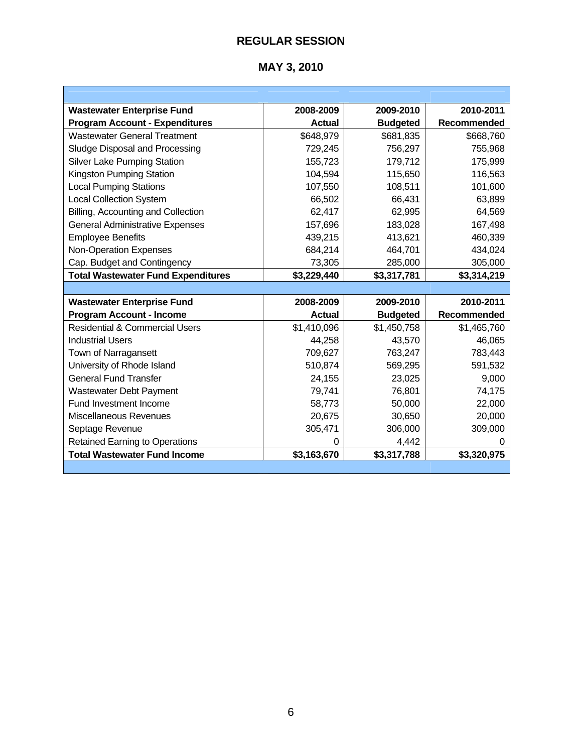## REGULAR SESSION

## MAY 3, 2010

| Wastewater Enterprise Fund<br>Program Account - Expenditures | 2008-2009<br>Actual | 2009-2010<br>Budgeted | 2010-2011<br>Recommended |
|---|---:|---:|---:|
| Wastewater General Treatment | $648,979 | $681,835 | $668,760 |
| Sludge Disposal and Processing | 729,245 | 756,297 | 755,968 |
| Silver Lake Pumping Station | 155,723 | 179,712 | 175,999 |
| Kingston Pumping Station | 104,594 | 115,650 | 116,563 |
| Local Pumping Stations | 107,550 | 108,511 | 101,600 |
| Local Collection System | 66,502 | 66,431 | 63,899 |
| Billing, Accounting and Collection | 62,417 | 62,995 | 64,569 |
| General Administrative Expenses | 157,696 | 183,028 | 167,498 |
| Employee Benefits | 439,215 | 413,621 | 460,339 |
| Non-Operation Expenses | 684,214 | 464,701 | 434,024 |
| Cap. Budget and Contingency | 73,305 | 285,000 | 305,000 |
| **Total Wastewater Fund Expenditures** | **$3,229,440** | **$3,317,781** | **$3,314,219** |

| Wastewater Enterprise Fund<br>Program Account - Income | 2008-2009<br>Actual | 2009-2010<br>Budgeted | 2010-2011<br>Recommended |
|---|---:|---:|---:|
| Residential & Commercial Users | $1,410,096 | $1,450,758 | $1,465,760 |
| Industrial Users | 44,258 | 43,570 | 46,065 |
| Town of Narragansett | 709,627 | 763,247 | 783,443 |
| University of Rhode Island | 510,874 | 569,295 | 591,532 |
| General Fund Transfer | 24,155 | 23,025 | 9,000 |
| Wastewater Debt Payment | 79,741 | 76,801 | 74,175 |
| Fund Investment Income | 58,773 | 50,000 | 22,000 |
| Miscellaneous Revenues | 20,675 | 30,650 | 20,000 |
| Septage Revenue | 305,471 | 306,000 | 309,000 |
| Retained Earning to Operations | 0 | 4,442 | 0 |
| **Total Wastewater Fund Income** | **$3,163,670** | **$3,317,788** | **$3,320,975** |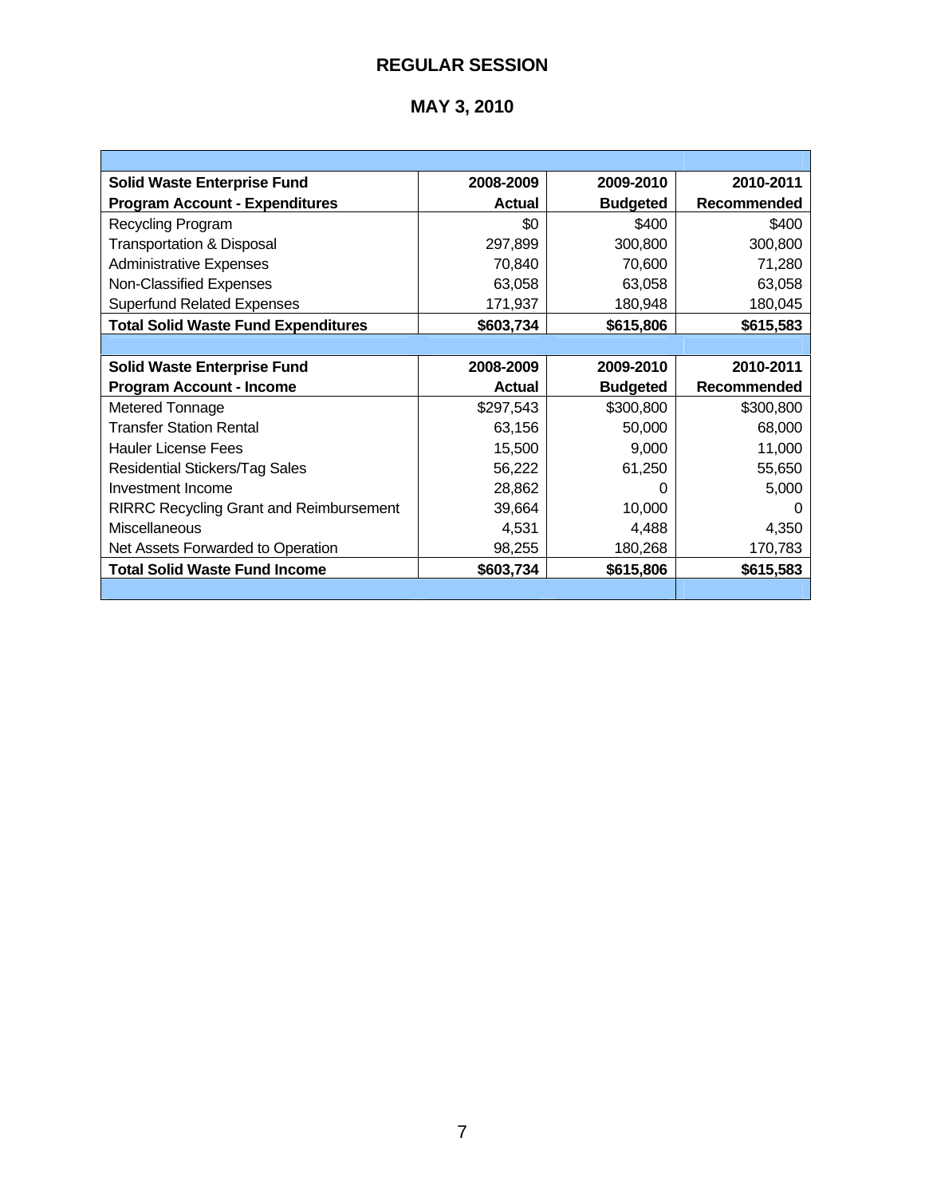**REGULAR SESSION**

**MAY 3, 2010**

| **Solid Waste Enterprise Fund**<br>**Program Account - Expenditures** | **2008-2009**<br>**Actual** | **2009-2010**<br>**Budgeted** | **2010-2011**<br>**Recommended** |
|---|---:|---:|---:|
| Recycling Program | $0 | $400 | $400 |
| Transportation & Disposal | 297,899 | 300,800 | 300,800 |
| Administrative Expenses | 70,840 | 70,600 | 71,280 |
| Non-Classified Expenses | 63,058 | 63,058 | 63,058 |
| Superfund Related Expenses | 171,937 | 180,948 | 180,045 |
| **Total Solid Waste Fund Expenditures** | **$603,734** | **$615,806** | **$615,583** |

| **Solid Waste Enterprise Fund**<br>**Program Account - Income** | **2008-2009**<br>**Actual** | **2009-2010**<br>**Budgeted** | **2010-2011**<br>**Recommended** |
|---|---:|---:|---:|
| Metered Tonnage | $297,543 | $300,800 | $300,800 |
| Transfer Station Rental | 63,156 | 50,000 | 68,000 |
| Hauler License Fees | 15,500 | 9,000 | 11,000 |
| Residential Stickers/Tag Sales | 56,222 | 61,250 | 55,650 |
| Investment Income | 28,862 | 0 | 5,000 |
| RIRRC Recycling Grant and Reimbursement | 39,664 | 10,000 | 0 |
| Miscellaneous | 4,531 | 4,488 | 4,350 |
| Net Assets Forwarded to Operation | 98,255 | 180,268 | 170,783 |
| **Total Solid Waste Fund Income** | **$603,734** | **$615,806** | **$615,583** |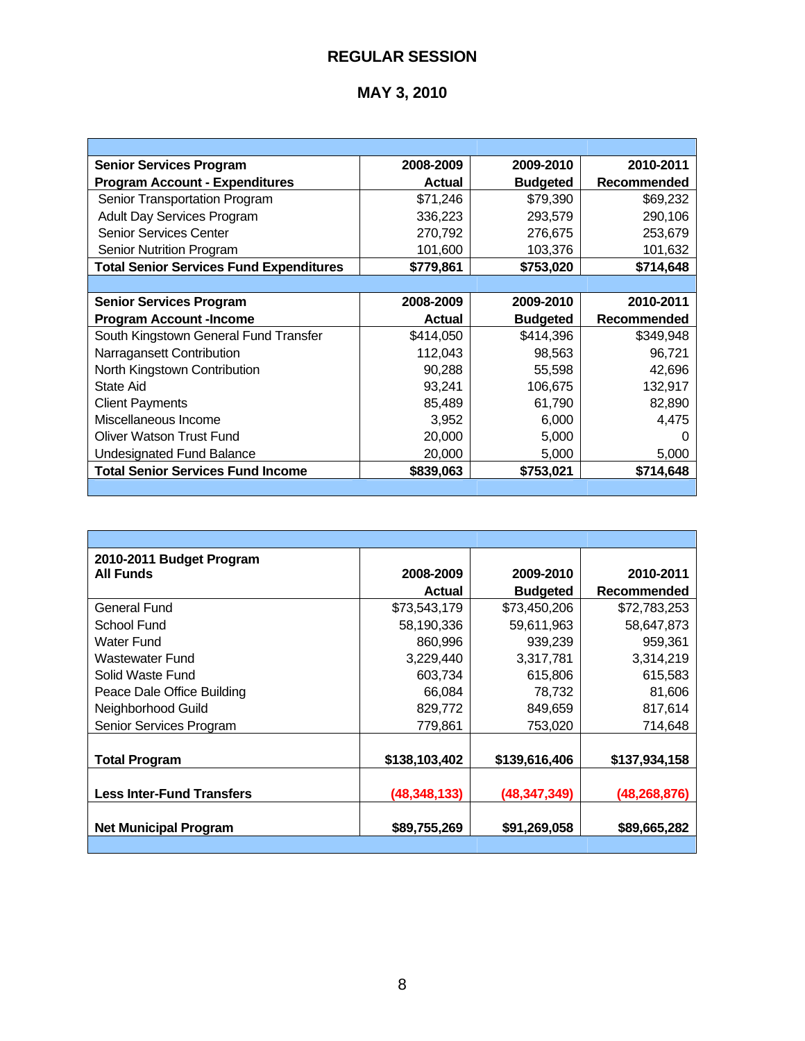# REGULAR SESSION

## MAY 3, 2010

| Senior Services Program<br>Program Account - Expenditures | 2008-2009<br>Actual | 2009-2010<br>Budgeted | 2010-2011<br>Recommended |
|---|---|---|---|
| Senior Transportation Program | $71,246 | $79,390 | $69,232 |
| Adult Day Services Program | 336,223 | 293,579 | 290,106 |
| Senior Services Center | 270,792 | 276,675 | 253,679 |
| Senior Nutrition Program | 101,600 | 103,376 | 101,632 |
| **Total Senior Services Fund Expenditures** | **$779,861** | **$753,020** | **$714,648** |

| Senior Services Program<br>Program Account -Income | 2008-2009<br>Actual | 2009-2010<br>Budgeted | 2010-2011<br>Recommended |
|---|---|---|---|
| South Kingstown General Fund Transfer | $414,050 | $414,396 | $349,948 |
| Narragansett Contribution | 112,043 | 98,563 | 96,721 |
| North Kingstown Contribution | 90,288 | 55,598 | 42,696 |
| State Aid | 93,241 | 106,675 | 132,917 |
| Client Payments | 85,489 | 61,790 | 82,890 |
| Miscellaneous Income | 3,952 | 6,000 | 4,475 |
| Oliver Watson Trust Fund | 20,000 | 5,000 | 0 |
| Undesignated Fund Balance | 20,000 | 5,000 | 5,000 |
| **Total Senior Services Fund Income** | **$839,063** | **$753,021** | **$714,648** |

| 2010-2011 Budget Program<br>All Funds | 2008-2009<br>Actual | 2009-2010<br>Budgeted | 2010-2011<br>Recommended |
|---|---|---|---|
| General Fund | $73,543,179 | $73,450,206 | $72,783,253 |
| School Fund | 58,190,336 | 59,611,963 | 58,647,873 |
| Water Fund | 860,996 | 939,239 | 959,361 |
| Wastewater Fund | 3,229,440 | 3,317,781 | 3,314,219 |
| Solid Waste Fund | 603,734 | 615,806 | 615,583 |
| Peace Dale Office Building | 66,084 | 78,732 | 81,606 |
| Neighborhood Guild | 829,772 | 849,659 | 817,614 |
| Senior Services Program | 779,861 | 753,020 | 714,648 |
| **Total Program** | **$138,103,402** | **$139,616,406** | **$137,934,158** |
| **Less Inter-Fund Transfers** | **(48,348,133)** | **(48,347,349)** | **(48,268,876)** |
| **Net Municipal Program** | **$89,755,269** | **$91,269,058** | **$89,665,282** |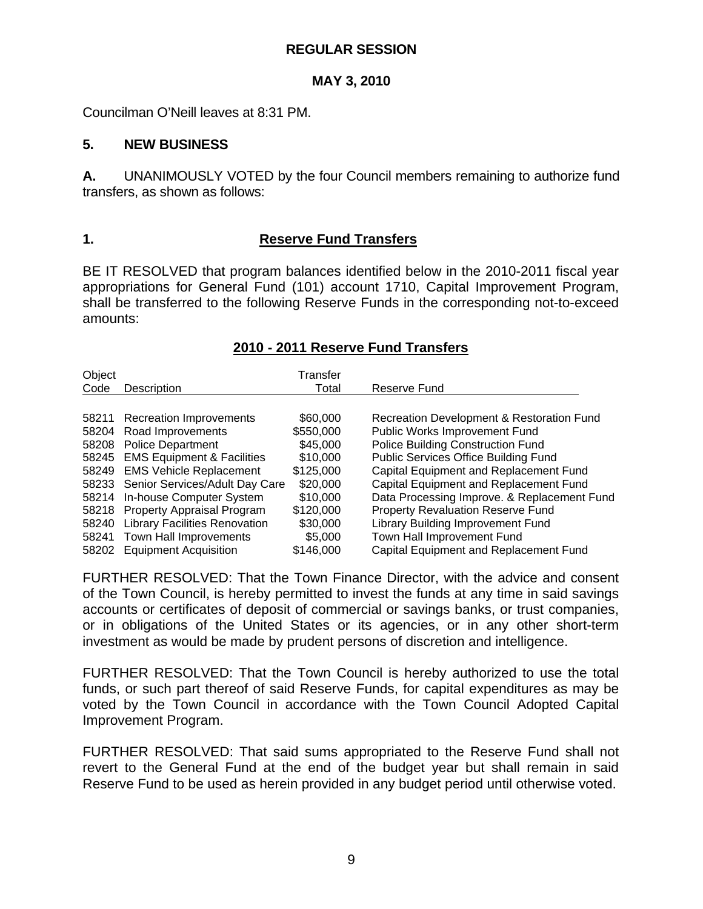**REGULAR SESSION**

**MAY 3, 2010**

Councilman O'Neill leaves at 8:31 PM.

## 5. NEW BUSINESS

**A.** UNANIMOUSLY VOTED by the four Council members remaining to authorize fund transfers, as shown as follows:

### 1. <u>Reserve Fund Transfers</u>

BE IT RESOLVED that program balances identified below in the 2010-2011 fiscal year appropriations for General Fund (101) account 1710, Capital Improvement Program, shall be transferred to the following Reserve Funds in the corresponding not-to-exceed amounts:

**<u>2010 - 2011 Reserve Fund Transfers</u>**

| Object Code | Description | Transfer Total | Reserve Fund |
|---|---|---|---|
| 58211 | Recreation Improvements | $60,000 | Recreation Development & Restoration Fund |
| 58204 | Road Improvements | $550,000 | Public Works Improvement Fund |
| 58208 | Police Department | $45,000 | Police Building Construction Fund |
| 58245 | EMS Equipment & Facilities | $10,000 | Public Services Office Building Fund |
| 58249 | EMS Vehicle Replacement | $125,000 | Capital Equipment and Replacement Fund |
| 58233 | Senior Services/Adult Day Care | $20,000 | Capital Equipment and Replacement Fund |
| 58214 | In-house Computer System | $10,000 | Data Processing Improve. & Replacement Fund |
| 58218 | Property Appraisal Program | $120,000 | Property Revaluation Reserve Fund |
| 58240 | Library Facilities Renovation | $30,000 | Library Building Improvement Fund |
| 58241 | Town Hall Improvements | $5,000 | Town Hall Improvement Fund |
| 58202 | Equipment Acquisition | $146,000 | Capital Equipment and Replacement Fund |

FURTHER RESOLVED: That the Town Finance Director, with the advice and consent of the Town Council, is hereby permitted to invest the funds at any time in said savings accounts or certificates of deposit of commercial or savings banks, or trust companies, or in obligations of the United States or its agencies, or in any other short-term investment as would be made by prudent persons of discretion and intelligence.

FURTHER RESOLVED: That the Town Council is hereby authorized to use the total funds, or such part thereof of said Reserve Funds, for capital expenditures as may be voted by the Town Council in accordance with the Town Council Adopted Capital Improvement Program.

FURTHER RESOLVED: That said sums appropriated to the Reserve Fund shall not revert to the General Fund at the end of the budget year but shall remain in said Reserve Fund to be used as herein provided in any budget period until otherwise voted.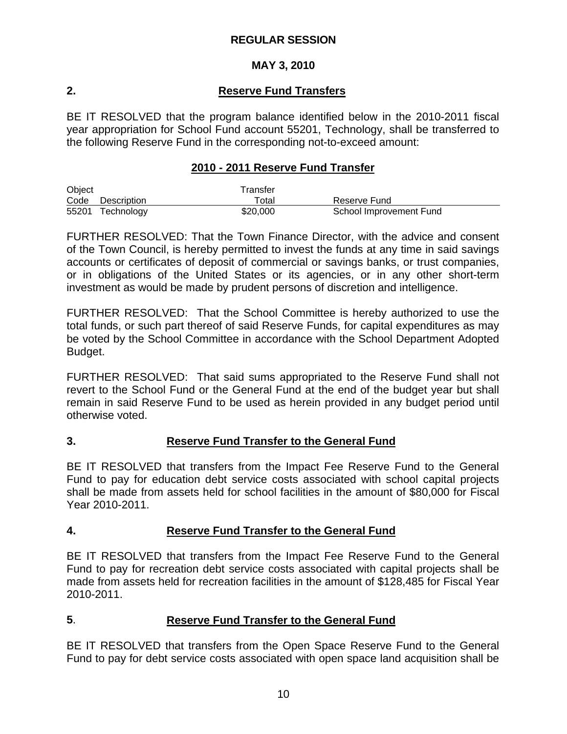**REGULAR SESSION**

**MAY 3, 2010**

## 2. Reserve Fund Transfers

BE IT RESOLVED that the program balance identified below in the 2010-2011 fiscal year appropriation for School Fund account 55201, Technology, shall be transferred to the following Reserve Fund in the corresponding not-to-exceed amount:

### 2010 - 2011 Reserve Fund Transfer

| Object Code | Description | Transfer Total | Reserve Fund |
|---|---|---|---|
| 55201 | Technology | \$20,000 | School Improvement Fund |

FURTHER RESOLVED: That the Town Finance Director, with the advice and consent of the Town Council, is hereby permitted to invest the funds at any time in said savings accounts or certificates of deposit of commercial or savings banks, or trust companies, or in obligations of the United States or its agencies, or in any other short-term investment as would be made by prudent persons of discretion and intelligence.

FURTHER RESOLVED: That the School Committee is hereby authorized to use the total funds, or such part thereof of said Reserve Funds, for capital expenditures as may be voted by the School Committee in accordance with the School Department Adopted Budget.

FURTHER RESOLVED: That said sums appropriated to the Reserve Fund shall not revert to the School Fund or the General Fund at the end of the budget year but shall remain in said Reserve Fund to be used as herein provided in any budget period until otherwise voted.

## 3. Reserve Fund Transfer to the General Fund

BE IT RESOLVED that transfers from the Impact Fee Reserve Fund to the General Fund to pay for education debt service costs associated with school capital projects shall be made from assets held for school facilities in the amount of \$80,000 for Fiscal Year 2010-2011.

## 4. Reserve Fund Transfer to the General Fund

BE IT RESOLVED that transfers from the Impact Fee Reserve Fund to the General Fund to pay for recreation debt service costs associated with capital projects shall be made from assets held for recreation facilities in the amount of \$128,485 for Fiscal Year 2010-2011.

## 5. Reserve Fund Transfer to the General Fund

BE IT RESOLVED that transfers from the Open Space Reserve Fund to the General Fund to pay for debt service costs associated with open space land acquisition shall be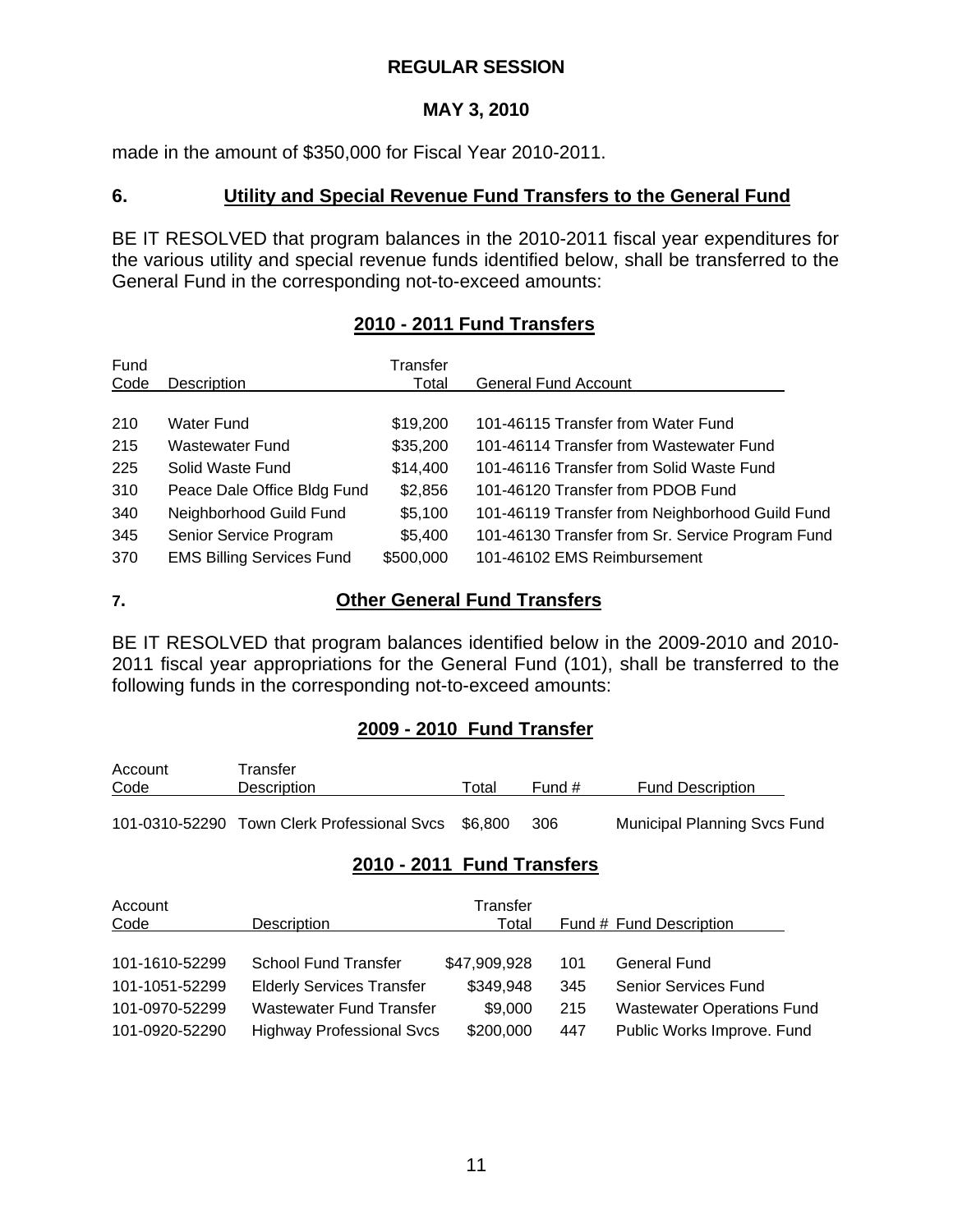made in the amount of $350,000 for Fiscal Year 2010-2011.

## 6. Utility and Special Revenue Fund Transfers to the General Fund

BE IT RESOLVED that program balances in the 2010-2011 fiscal year expenditures for the various utility and special revenue funds identified below, shall be transferred to the General Fund in the corresponding not-to-exceed amounts:

### 2010 - 2011 Fund Transfers

| Fund Code | Description | Transfer Total | General Fund Account |
|---|---|---|---|
| 210 | Water Fund | $19,200 | 101-46115 Transfer from Water Fund |
| 215 | Wastewater Fund | $35,200 | 101-46114 Transfer from Wastewater Fund |
| 225 | Solid Waste Fund | $14,400 | 101-46116 Transfer from Solid Waste Fund |
| 310 | Peace Dale Office Bldg Fund | $2,856 | 101-46120 Transfer from PDOB Fund |
| 340 | Neighborhood Guild Fund | $5,100 | 101-46119 Transfer from Neighborhood Guild Fund |
| 345 | Senior Service Program | $5,400 | 101-46130 Transfer from Sr. Service Program Fund |
| 370 | EMS Billing Services Fund | $500,000 | 101-46102 EMS Reimbursement |

## 7. Other General Fund Transfers

BE IT RESOLVED that program balances identified below in the 2009-2010 and 2010-2011 fiscal year appropriations for the General Fund (101), shall be transferred to the following funds in the corresponding not-to-exceed amounts:

### 2009 - 2010 Fund Transfer

| Account Code | Transfer Description | Total | Fund # | Fund Description |
|---|---|---|---|---|
| 101-0310-52290 | Town Clerk Professional Svcs | $6,800 | 306 | Municipal Planning Svcs Fund |

### 2010 - 2011 Fund Transfers

| Account Code | Description | Transfer Total | Fund # | Fund Description |
|---|---|---|---|---|
| 101-1610-52299 | School Fund Transfer | $47,909,928 | 101 | General Fund |
| 101-1051-52299 | Elderly Services Transfer | $349,948 | 345 | Senior Services Fund |
| 101-0970-52299 | Wastewater Fund Transfer | $9,000 | 215 | Wastewater Operations Fund |
| 101-0920-52290 | Highway Professional Svcs | $200,000 | 447 | Public Works Improve. Fund |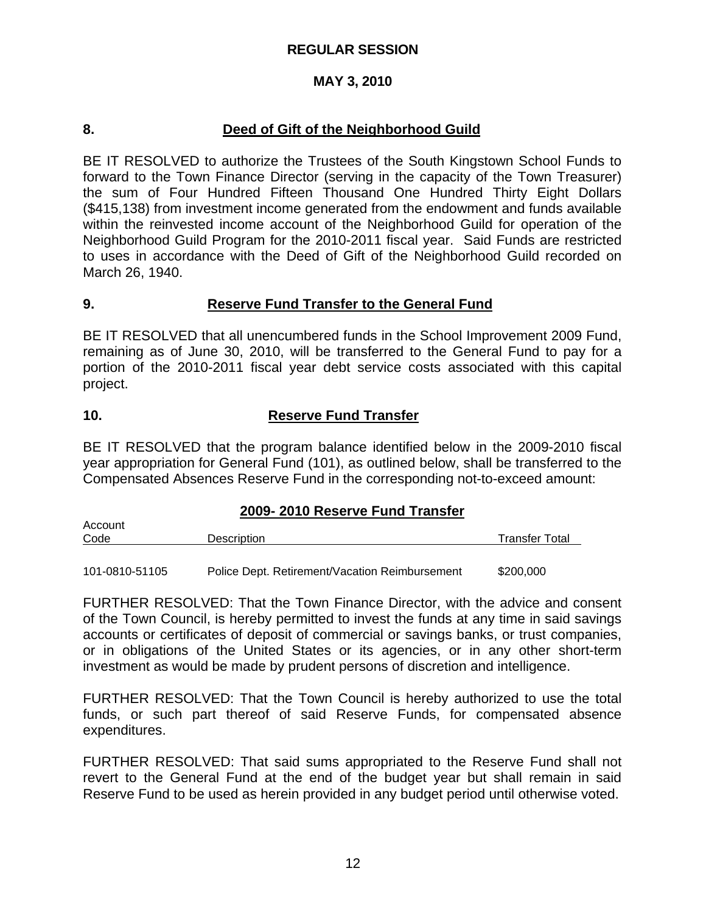**REGULAR SESSION**

**MAY 3, 2010**

## 8. Deed of Gift of the Neighborhood Guild

BE IT RESOLVED to authorize the Trustees of the South Kingstown School Funds to forward to the Town Finance Director (serving in the capacity of the Town Treasurer) the sum of Four Hundred Fifteen Thousand One Hundred Thirty Eight Dollars ($415,138) from investment income generated from the endowment and funds available within the reinvested income account of the Neighborhood Guild for operation of the Neighborhood Guild Program for the 2010-2011 fiscal year. Said Funds are restricted to uses in accordance with the Deed of Gift of the Neighborhood Guild recorded on March 26, 1940.

## 9. Reserve Fund Transfer to the General Fund

BE IT RESOLVED that all unencumbered funds in the School Improvement 2009 Fund, remaining as of June 30, 2010, will be transferred to the General Fund to pay for a portion of the 2010-2011 fiscal year debt service costs associated with this capital project.

## 10. Reserve Fund Transfer

BE IT RESOLVED that the program balance identified below in the 2009-2010 fiscal year appropriation for General Fund (101), as outlined below, shall be transferred to the Compensated Absences Reserve Fund in the corresponding not-to-exceed amount:

**2009- 2010 Reserve Fund Transfer**

| Account Code | Description | Transfer Total |
|---|---|---|
| 101-0810-51105 | Police Dept. Retirement/Vacation Reimbursement | $200,000 |

FURTHER RESOLVED: That the Town Finance Director, with the advice and consent of the Town Council, is hereby permitted to invest the funds at any time in said savings accounts or certificates of deposit of commercial or savings banks, or trust companies, or in obligations of the United States or its agencies, or in any other short-term investment as would be made by prudent persons of discretion and intelligence.

FURTHER RESOLVED: That the Town Council is hereby authorized to use the total funds, or such part thereof of said Reserve Funds, for compensated absence expenditures.

FURTHER RESOLVED: That said sums appropriated to the Reserve Fund shall not revert to the General Fund at the end of the budget year but shall remain in said Reserve Fund to be used as herein provided in any budget period until otherwise voted.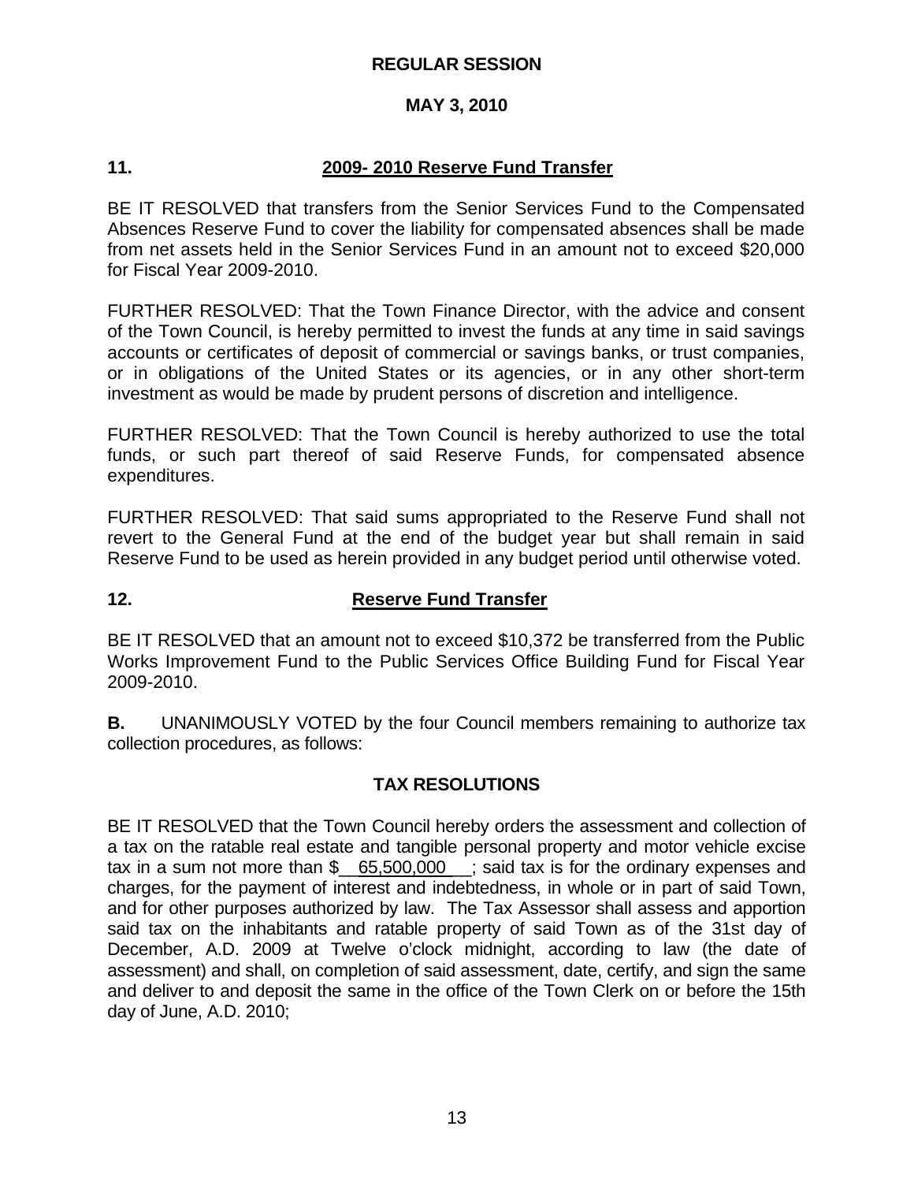**REGULAR SESSION**

**MAY 3, 2010**

**11. 2009- 2010 Reserve Fund Transfer**

BE IT RESOLVED that transfers from the Senior Services Fund to the Compensated Absences Reserve Fund to cover the liability for compensated absences shall be made from net assets held in the Senior Services Fund in an amount not to exceed $20,000 for Fiscal Year 2009-2010.

FURTHER RESOLVED: That the Town Finance Director, with the advice and consent of the Town Council, is hereby permitted to invest the funds at any time in said savings accounts or certificates of deposit of commercial or savings banks, or trust companies, or in obligations of the United States or its agencies, or in any other short-term investment as would be made by prudent persons of discretion and intelligence.

FURTHER RESOLVED: That the Town Council is hereby authorized to use the total funds, or such part thereof of said Reserve Funds, for compensated absence expenditures.

FURTHER RESOLVED: That said sums appropriated to the Reserve Fund shall not revert to the General Fund at the end of the budget year but shall remain in said Reserve Fund to be used as herein provided in any budget period until otherwise voted.

**12. Reserve Fund Transfer**

BE IT RESOLVED that an amount not to exceed $10,372 be transferred from the Public Works Improvement Fund to the Public Services Office Building Fund for Fiscal Year 2009-2010.

**B.** UNANIMOUSLY VOTED by the four Council members remaining to authorize tax collection procedures, as follows:

**TAX RESOLUTIONS**

BE IT RESOLVED that the Town Council hereby orders the assessment and collection of a tax on the ratable real estate and tangible personal property and motor vehicle excise tax in a sum not more than $ 65,500,000 ; said tax is for the ordinary expenses and charges, for the payment of interest and indebtedness, in whole or in part of said Town, and for other purposes authorized by law. The Tax Assessor shall assess and apportion said tax on the inhabitants and ratable property of said Town as of the 31st day of December, A.D. 2009 at Twelve o'clock midnight, according to law (the date of assessment) and shall, on completion of said assessment, date, certify, and sign the same and deliver to and deposit the same in the office of the Town Clerk on or before the 15th day of June, A.D. 2010;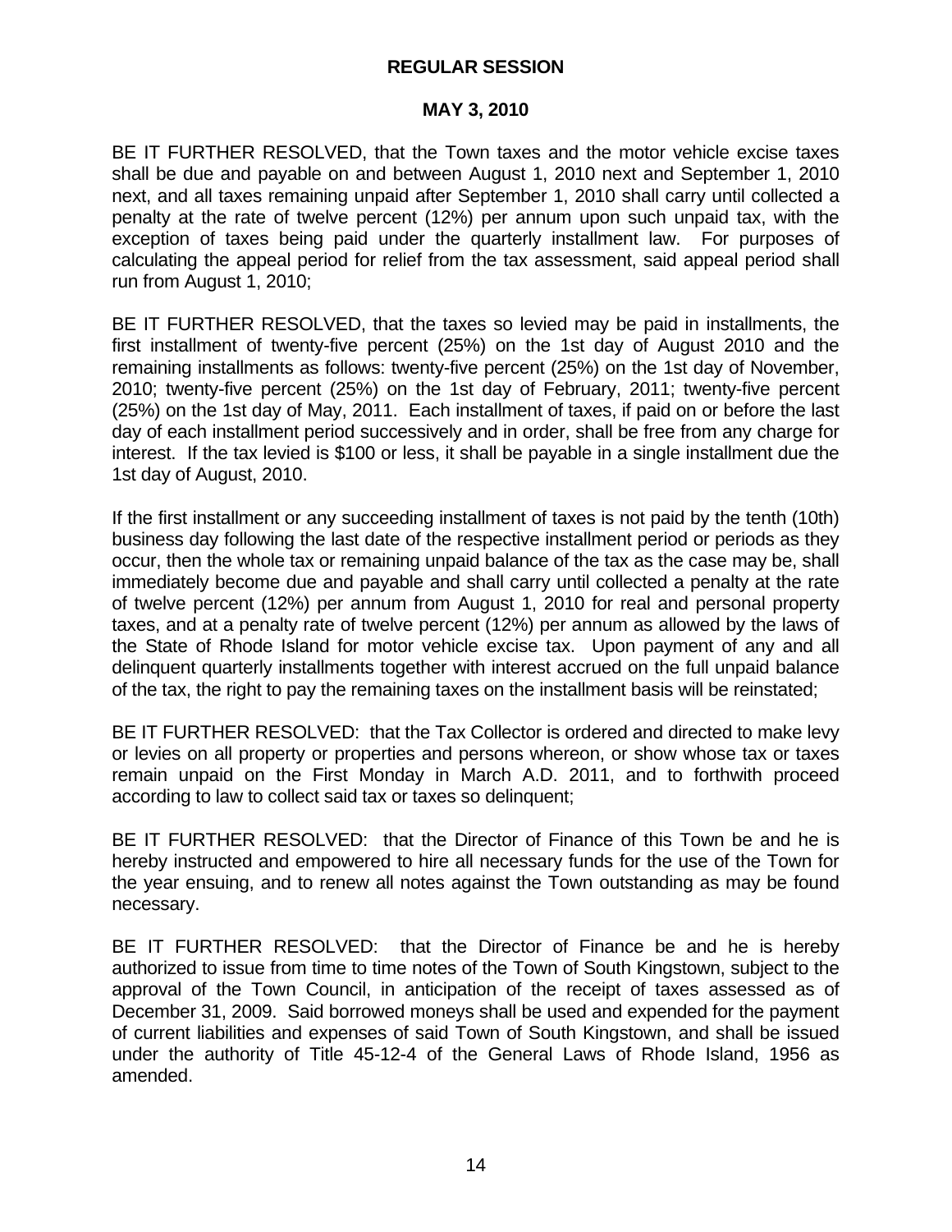**REGULAR SESSION**

**MAY 3, 2010**

BE IT FURTHER RESOLVED, that the Town taxes and the motor vehicle excise taxes shall be due and payable on and between August 1, 2010 next and September 1, 2010 next, and all taxes remaining unpaid after September 1, 2010 shall carry until collected a penalty at the rate of twelve percent (12%) per annum upon such unpaid tax, with the exception of taxes being paid under the quarterly installment law. For purposes of calculating the appeal period for relief from the tax assessment, said appeal period shall run from August 1, 2010;

BE IT FURTHER RESOLVED, that the taxes so levied may be paid in installments, the first installment of twenty-five percent (25%) on the 1st day of August 2010 and the remaining installments as follows: twenty-five percent (25%) on the 1st day of November, 2010; twenty-five percent (25%) on the 1st day of February, 2011; twenty-five percent (25%) on the 1st day of May, 2011. Each installment of taxes, if paid on or before the last day of each installment period successively and in order, shall be free from any charge for interest. If the tax levied is $100 or less, it shall be payable in a single installment due the 1st day of August, 2010.

If the first installment or any succeeding installment of taxes is not paid by the tenth (10th) business day following the last date of the respective installment period or periods as they occur, then the whole tax or remaining unpaid balance of the tax as the case may be, shall immediately become due and payable and shall carry until collected a penalty at the rate of twelve percent (12%) per annum from August 1, 2010 for real and personal property taxes, and at a penalty rate of twelve percent (12%) per annum as allowed by the laws of the State of Rhode Island for motor vehicle excise tax. Upon payment of any and all delinquent quarterly installments together with interest accrued on the full unpaid balance of the tax, the right to pay the remaining taxes on the installment basis will be reinstated;

BE IT FURTHER RESOLVED: that the Tax Collector is ordered and directed to make levy or levies on all property or properties and persons whereon, or show whose tax or taxes remain unpaid on the First Monday in March A.D. 2011, and to forthwith proceed according to law to collect said tax or taxes so delinquent;

BE IT FURTHER RESOLVED: that the Director of Finance of this Town be and he is hereby instructed and empowered to hire all necessary funds for the use of the Town for the year ensuing, and to renew all notes against the Town outstanding as may be found necessary.

BE IT FURTHER RESOLVED: that the Director of Finance be and he is hereby authorized to issue from time to time notes of the Town of South Kingstown, subject to the approval of the Town Council, in anticipation of the receipt of taxes assessed as of December 31, 2009. Said borrowed moneys shall be used and expended for the payment of current liabilities and expenses of said Town of South Kingstown, and shall be issued under the authority of Title 45-12-4 of the General Laws of Rhode Island, 1956 as amended.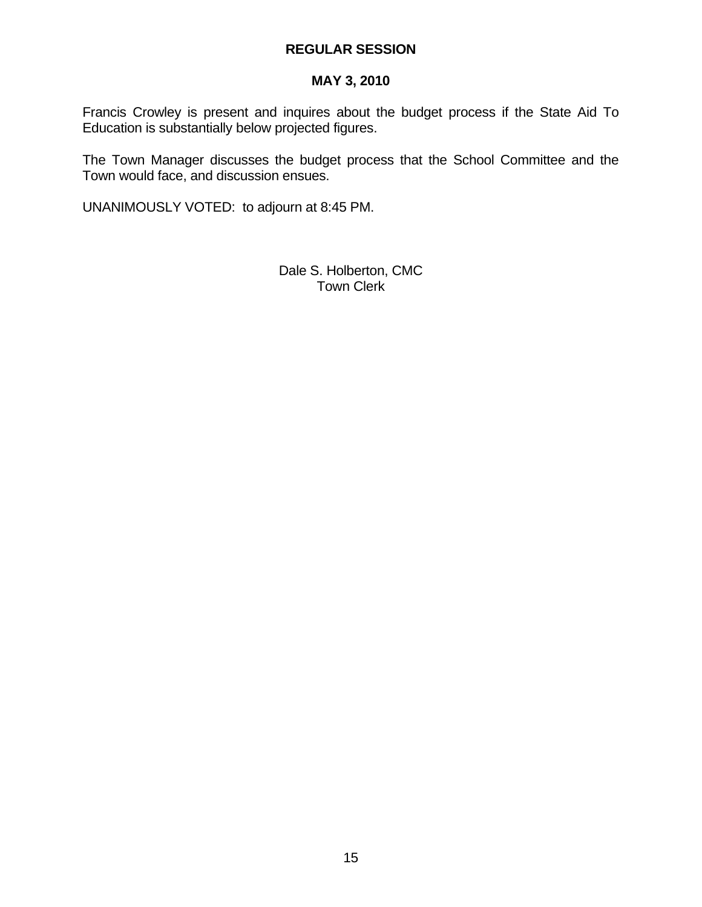**REGULAR SESSION**

**MAY 3, 2010**

Francis Crowley is present and inquires about the budget process if the State Aid To Education is substantially below projected figures.

The Town Manager discusses the budget process that the School Committee and the Town would face, and discussion ensues.

UNANIMOUSLY VOTED: to adjourn at 8:45 PM.

Dale S. Holberton, CMC
Town Clerk